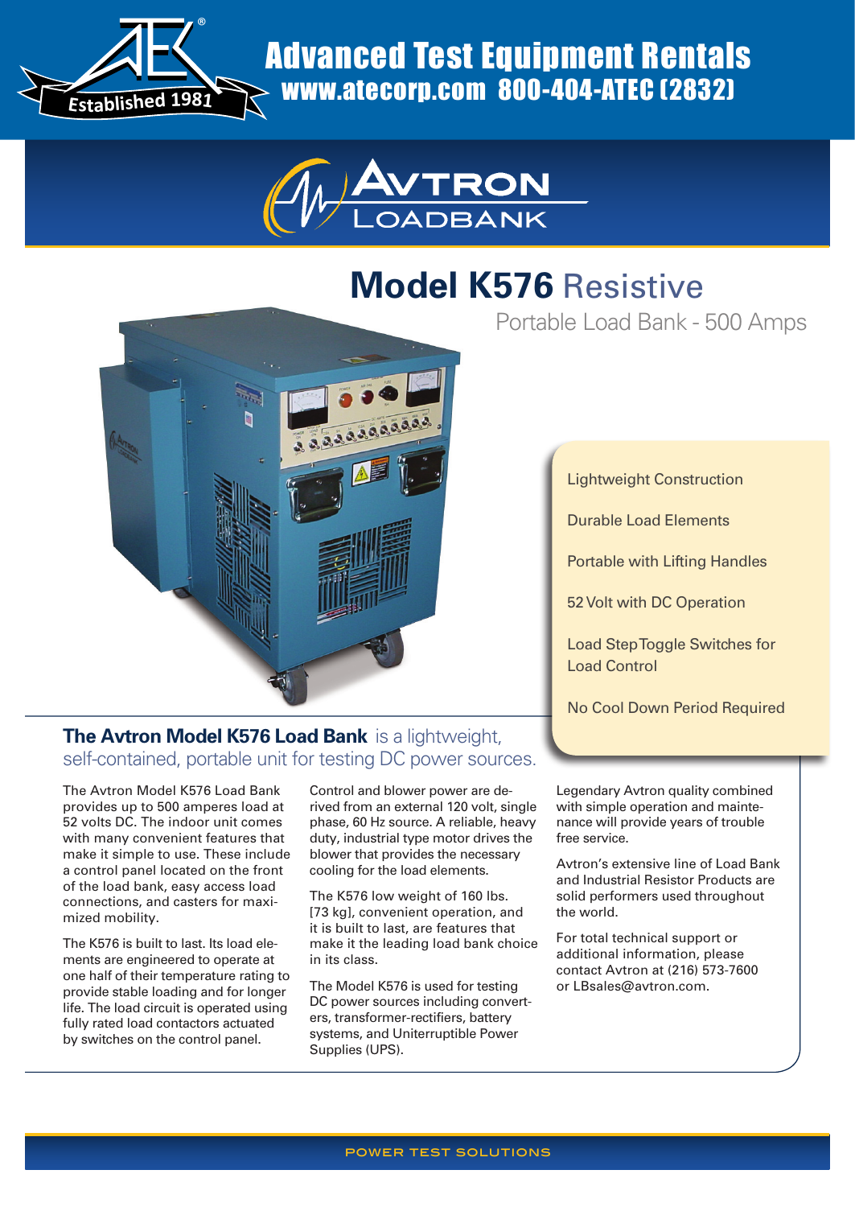# Advanced Test Equipment Rentals

www.atecorp.com 800-404-ATEC (2832)

Established 1981

AVTRON LOADBANK

# Model K576 Resistive

## Portable Load Bank - 500 Amps

- Lightweight Construction
- Durable Load Elements
- Portable with Lifting Handles
- 52 Volt with DC Operation
- Load Step Toggle Switches for Load Control
- No Cool Down Period Required

**The Avtron Model K576 Load Bank** is a lightweight, self-contained, portable unit for testing DC power sources.

The Avtron Model K576 Load Bank provides up to 500 amperes load at 52 volts DC. The indoor unit comes with many convenient features that make it simple to use. These include a control panel located on the front of the load bank, easy access load connections, and casters for maximized mobility.

The K576 is built to last. Its load elements are engineered to operate at one half of their temperature rating to provide stable loading and for longer life. The load circuit is operated using fully rated load contactors actuated by switches on the control panel.

Control and blower power are derived from an external 120 volt, single phase, 60 Hz source. A reliable, heavy duty, industrial type motor drives the blower that provides the necessary cooling for the load elements.

The K576 low weight of 160 lbs. [73 kg], convenient operation, and it is built to last, are features that make it the leading load bank choice in its class.

The Model K576 is used for testing DC power sources including converters, transformer-rectifiers, battery systems, and Uniterruptible Power Supplies (UPS).

Legendary Avtron quality combined with simple operation and maintenance will provide years of trouble free service.

Avtron's extensive line of Load Bank and Industrial Resistor Products are solid performers used throughout the world.

For total technical support or additional information, please contact Avtron at (216) 573-7600 or LBsales@avtron.com.

POWER TEST SOLUTIONS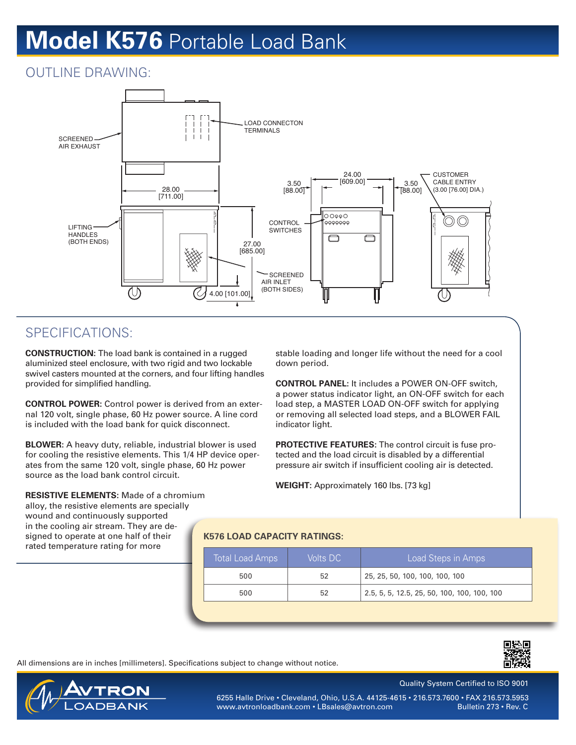# Model K576 Portable Load Bank

## OUTLINE DRAWING:

SCREENED AIR EXHAUST

LOAD CONNECTON TERMINALS

28.00 [711.00]

LIFTING HANDLES (BOTH ENDS)

27.00 [685.00]

4.00 [101.00]

SCREENED AIR INLET (BOTH SIDES)

CONTROL SWITCHES

3.50 [88.00]

24.00 [609.00]

3.50 [88.00]

CUSTOMER CABLE ENTRY (3.00 [76.00] DIA.)

## SPECIFICATIONS:

**CONSTRUCTION:** The load bank is contained in a rugged aluminized steel enclosure, with two rigid and two lockable swivel casters mounted at the corners, and four lifting handles provided for simplified handling.

**CONTROL POWER:** Control power is derived from an external 120 volt, single phase, 60 Hz power source. A line cord is included with the load bank for quick disconnect.

**BLOWER:** A heavy duty, reliable, industrial blower is used for cooling the resistive elements. This 1/4 HP device operates from the same 120 volt, single phase, 60 Hz power source as the load bank control circuit.

**RESISTIVE ELEMENTS:** Made of a chromium alloy, the resistive elements are specially wound and continuously supported in the cooling air stream. They are designed to operate at one half of their rated temperature rating for more stable loading and longer life without the need for a cool down period.

**CONTROL PANEL:** It includes a POWER ON-OFF switch, a power status indicator light, an ON-OFF switch for each load step, a MASTER LOAD ON-OFF switch for applying or removing all selected load steps, and a BLOWER FAIL indicator light.

**PROTECTIVE FEATURES:** The control circuit is fuse protected and the load circuit is disabled by a differential pressure air switch if insufficient cooling air is detected.

**WEIGHT:** Approximately 160 lbs. [73 kg]

### K576 LOAD CAPACITY RATINGS:

| Total Load Amps | Volts DC | Load Steps in Amps |
|---|---|---|
| 500 | 52 | 25, 25, 50, 100, 100, 100, 100 |
| 500 | 52 | 2.5, 5, 5, 12.5, 25, 50, 100, 100, 100, 100 |

All dimensions are in inches [millimeters]. Specifications subject to change without notice.

AVTRON LOADBANK

Quality System Certified to ISO 9001

6255 Halle Drive • Cleveland, Ohio, U.S.A. 44125-4615 • 216.573.7600 • FAX 216.573.5953
www.avtronloadbank.com • LBsales@avtron.com
Bulletin 273 • Rev. C